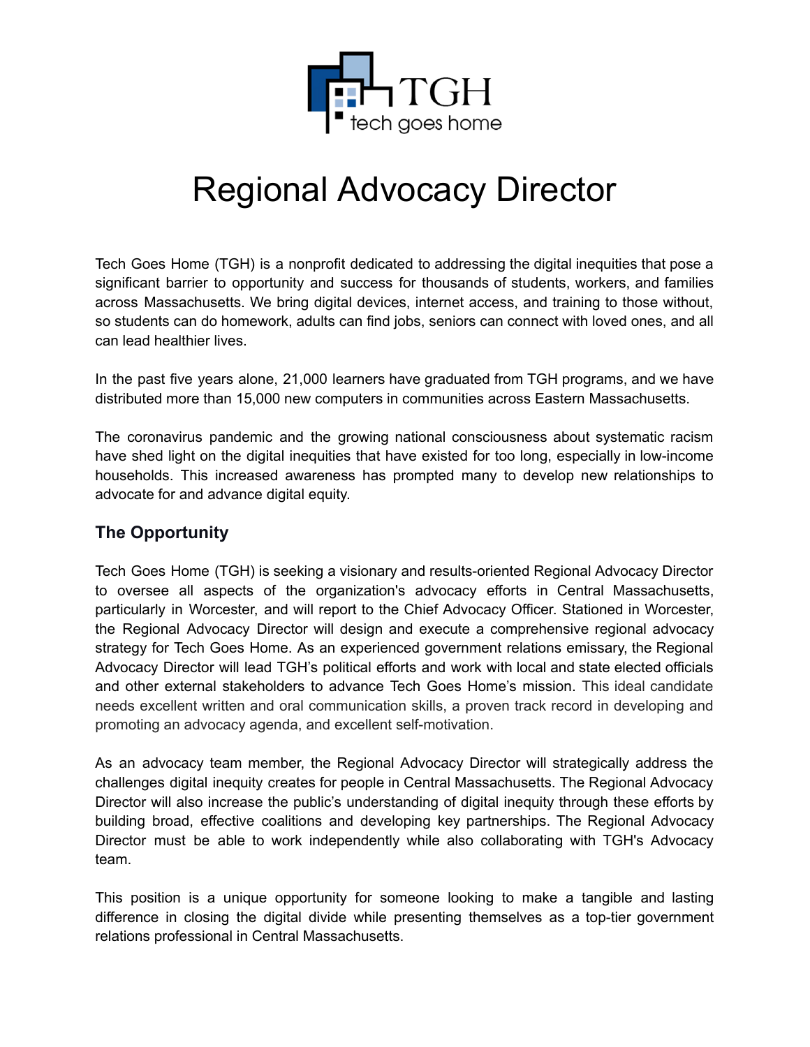# Regional Advocacy Director

Tech Goes Home (TGH) is a nonprofit dedicated to addressing the digital inequities that pose a significant barrier to opportunity and success for thousands of students, workers, and families across Massachusetts. We bring digital devices, internet access, and training to those without, so students can do homework, adults can find jobs, seniors can connect with loved ones, and all can lead healthier lives.

In the past five years alone, 21,000 learners have graduated from TGH programs, and we have distributed more than 15,000 new computers in communities across Eastern Massachusetts.

The coronavirus pandemic and the growing national consciousness about systematic racism have shed light on the digital inequities that have existed for too long, especially in low-income households. This increased awareness has prompted many to develop new relationships to advocate for and advance digital equity.

## The Opportunity

Tech Goes Home (TGH) is seeking a visionary and results-oriented Regional Advocacy Director to oversee all aspects of the organization's advocacy efforts in Central Massachusetts, particularly in Worcester, and will report to the Chief Advocacy Officer. Stationed in Worcester, the Regional Advocacy Director will design and execute a comprehensive regional advocacy strategy for Tech Goes Home. As an experienced government relations emissary, the Regional Advocacy Director will lead TGH's political efforts and work with local and state elected officials and other external stakeholders to advance Tech Goes Home's mission. This ideal candidate needs excellent written and oral communication skills, a proven track record in developing and promoting an advocacy agenda, and excellent self-motivation.

As an advocacy team member, the Regional Advocacy Director will strategically address the challenges digital inequity creates for people in Central Massachusetts. The Regional Advocacy Director will also increase the public's understanding of digital inequity through these efforts by building broad, effective coalitions and developing key partnerships. The Regional Advocacy Director must be able to work independently while also collaborating with TGH's Advocacy team.

This position is a unique opportunity for someone looking to make a tangible and lasting difference in closing the digital divide while presenting themselves as a top-tier government relations professional in Central Massachusetts.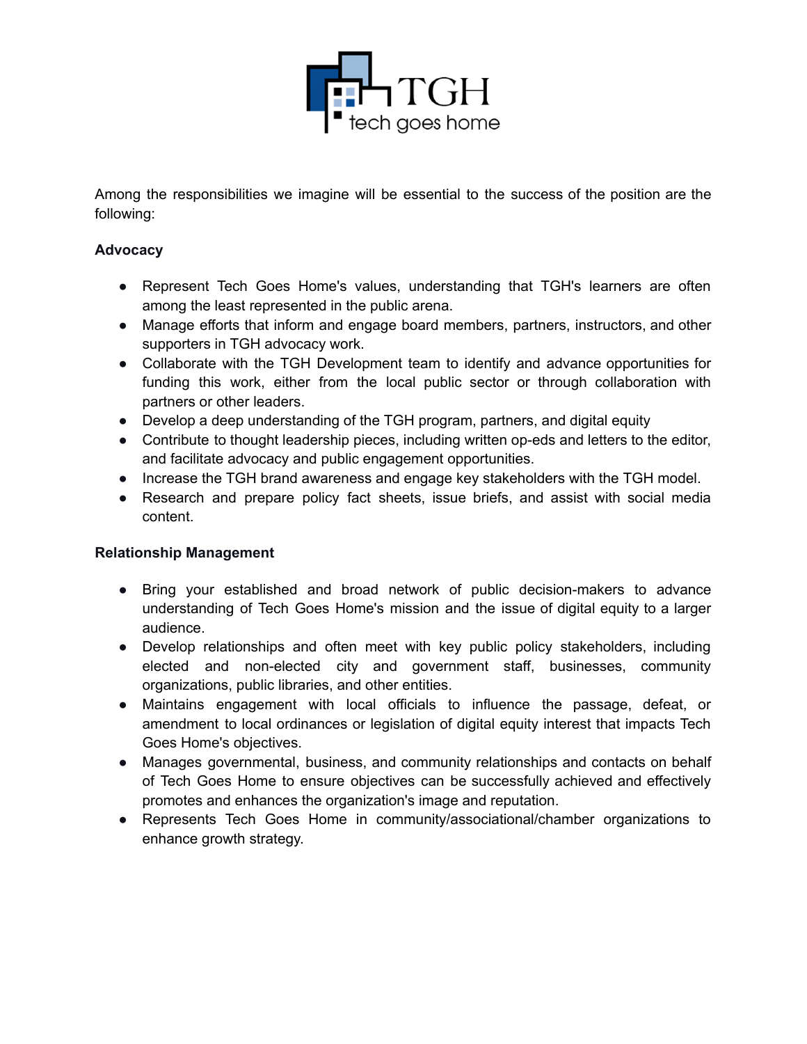Among the responsibilities we imagine will be essential to the success of the position are the following:

**Advocacy**

- Represent Tech Goes Home's values, understanding that TGH's learners are often among the least represented in the public arena.
- Manage efforts that inform and engage board members, partners, instructors, and other supporters in TGH advocacy work.
- Collaborate with the TGH Development team to identify and advance opportunities for funding this work, either from the local public sector or through collaboration with partners or other leaders.
- Develop a deep understanding of the TGH program, partners, and digital equity
- Contribute to thought leadership pieces, including written op-eds and letters to the editor, and facilitate advocacy and public engagement opportunities.
- Increase the TGH brand awareness and engage key stakeholders with the TGH model.
- Research and prepare policy fact sheets, issue briefs, and assist with social media content.

**Relationship Management**

- Bring your established and broad network of public decision-makers to advance understanding of Tech Goes Home's mission and the issue of digital equity to a larger audience.
- Develop relationships and often meet with key public policy stakeholders, including elected and non-elected city and government staff, businesses, community organizations, public libraries, and other entities.
- Maintains engagement with local officials to influence the passage, defeat, or amendment to local ordinances or legislation of digital equity interest that impacts Tech Goes Home's objectives.
- Manages governmental, business, and community relationships and contacts on behalf of Tech Goes Home to ensure objectives can be successfully achieved and effectively promotes and enhances the organization's image and reputation.
- Represents Tech Goes Home in community/associational/chamber organizations to enhance growth strategy.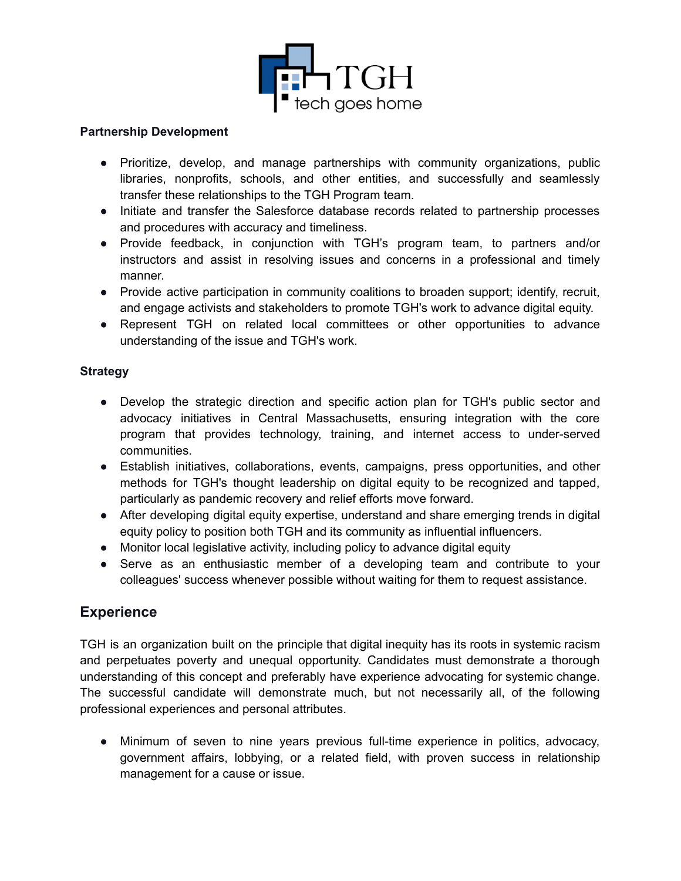**Partnership Development**

- Prioritize, develop, and manage partnerships with community organizations, public libraries, nonprofits, schools, and other entities, and successfully and seamlessly transfer these relationships to the TGH Program team.
- Initiate and transfer the Salesforce database records related to partnership processes and procedures with accuracy and timeliness.
- Provide feedback, in conjunction with TGH's program team, to partners and/or instructors and assist in resolving issues and concerns in a professional and timely manner.
- Provide active participation in community coalitions to broaden support; identify, recruit, and engage activists and stakeholders to promote TGH's work to advance digital equity.
- Represent TGH on related local committees or other opportunities to advance understanding of the issue and TGH's work.

**Strategy**

- Develop the strategic direction and specific action plan for TGH's public sector and advocacy initiatives in Central Massachusetts, ensuring integration with the core program that provides technology, training, and internet access to under-served communities.
- Establish initiatives, collaborations, events, campaigns, press opportunities, and other methods for TGH's thought leadership on digital equity to be recognized and tapped, particularly as pandemic recovery and relief efforts move forward.
- After developing digital equity expertise, understand and share emerging trends in digital equity policy to position both TGH and its community as influential influencers.
- Monitor local legislative activity, including policy to advance digital equity
- Serve as an enthusiastic member of a developing team and contribute to your colleagues' success whenever possible without waiting for them to request assistance.

## Experience

TGH is an organization built on the principle that digital inequity has its roots in systemic racism and perpetuates poverty and unequal opportunity. Candidates must demonstrate a thorough understanding of this concept and preferably have experience advocating for systemic change. The successful candidate will demonstrate much, but not necessarily all, of the following professional experiences and personal attributes.

- Minimum of seven to nine years previous full-time experience in politics, advocacy, government affairs, lobbying, or a related field, with proven success in relationship management for a cause or issue.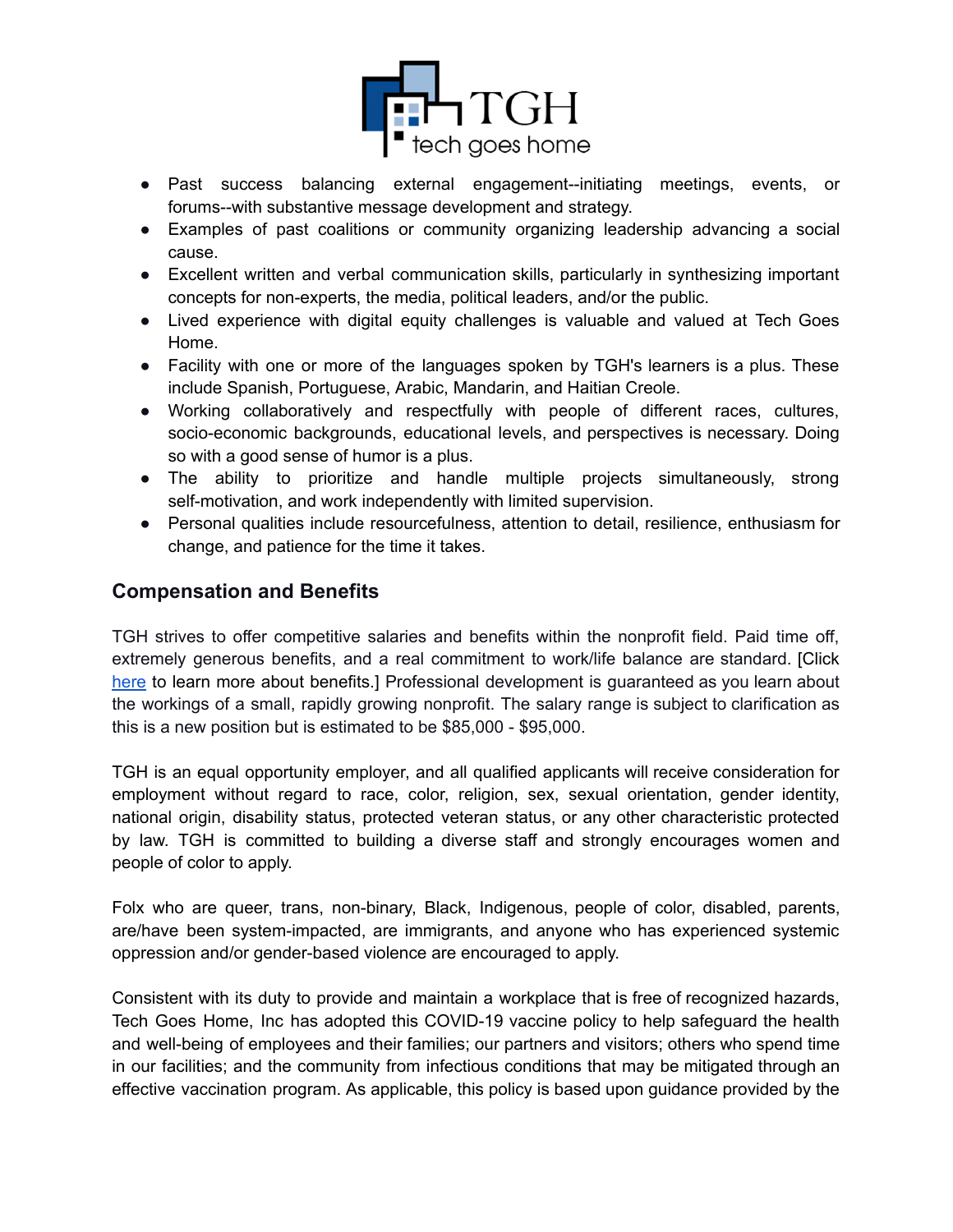- Past success balancing external engagement--initiating meetings, events, or forums--with substantive message development and strategy.
- Examples of past coalitions or community organizing leadership advancing a social cause.
- Excellent written and verbal communication skills, particularly in synthesizing important concepts for non-experts, the media, political leaders, and/or the public.
- Lived experience with digital equity challenges is valuable and valued at Tech Goes Home.
- Facility with one or more of the languages spoken by TGH's learners is a plus. These include Spanish, Portuguese, Arabic, Mandarin, and Haitian Creole.
- Working collaboratively and respectfully with people of different races, cultures, socio-economic backgrounds, educational levels, and perspectives is necessary. Doing so with a good sense of humor is a plus.
- The ability to prioritize and handle multiple projects simultaneously, strong self-motivation, and work independently with limited supervision.
- Personal qualities include resourcefulness, attention to detail, resilience, enthusiasm for change, and patience for the time it takes.

## Compensation and Benefits

TGH strives to offer competitive salaries and benefits within the nonprofit field. Paid time off, extremely generous benefits, and a real commitment to work/life balance are standard. [Click here to learn more about benefits.] Professional development is guaranteed as you learn about the workings of a small, rapidly growing nonprofit. The salary range is subject to clarification as this is a new position but is estimated to be $85,000 - $95,000.

TGH is an equal opportunity employer, and all qualified applicants will receive consideration for employment without regard to race, color, religion, sex, sexual orientation, gender identity, national origin, disability status, protected veteran status, or any other characteristic protected by law. TGH is committed to building a diverse staff and strongly encourages women and people of color to apply.

Folx who are queer, trans, non-binary, Black, Indigenous, people of color, disabled, parents, are/have been system-impacted, are immigrants, and anyone who has experienced systemic oppression and/or gender-based violence are encouraged to apply.

Consistent with its duty to provide and maintain a workplace that is free of recognized hazards, Tech Goes Home, Inc has adopted this COVID-19 vaccine policy to help safeguard the health and well-being of employees and their families; our partners and visitors; others who spend time in our facilities; and the community from infectious conditions that may be mitigated through an effective vaccination program. As applicable, this policy is based upon guidance provided by the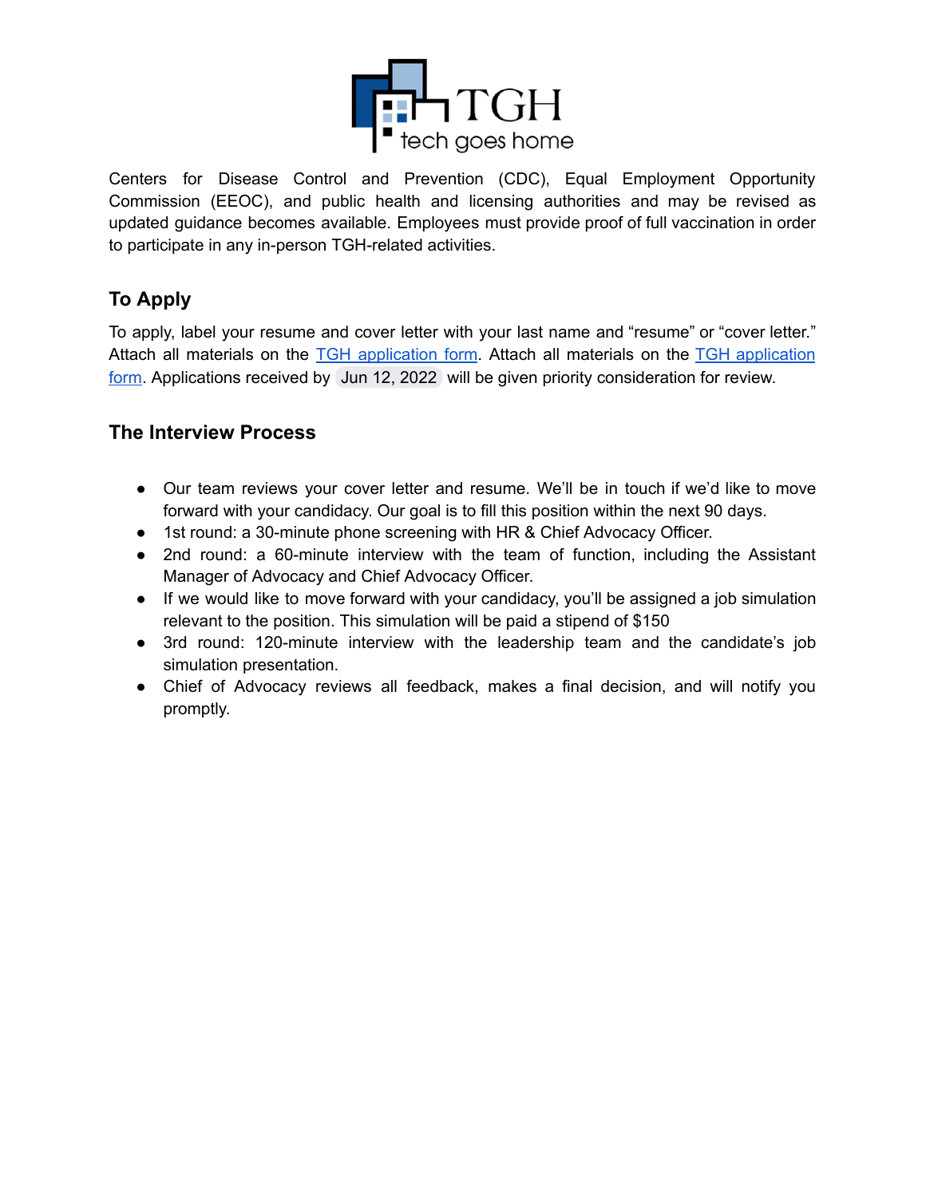Centers for Disease Control and Prevention (CDC), Equal Employment Opportunity Commission (EEOC), and public health and licensing authorities and may be revised as updated guidance becomes available. Employees must provide proof of full vaccination in order to participate in any in-person TGH-related activities.

## To Apply

To apply, label your resume and cover letter with your last name and "resume" or "cover letter." Attach all materials on the TGH application form. Attach all materials on the TGH application form. Applications received by Jun 12, 2022 will be given priority consideration for review.

## The Interview Process

- Our team reviews your cover letter and resume. We'll be in touch if we'd like to move forward with your candidacy. Our goal is to fill this position within the next 90 days.
- 1st round: a 30-minute phone screening with HR & Chief Advocacy Officer.
- 2nd round: a 60-minute interview with the team of function, including the Assistant Manager of Advocacy and Chief Advocacy Officer.
- If we would like to move forward with your candidacy, you'll be assigned a job simulation relevant to the position. This simulation will be paid a stipend of $150
- 3rd round: 120-minute interview with the leadership team and the candidate's job simulation presentation.
- Chief of Advocacy reviews all feedback, makes a final decision, and will notify you promptly.